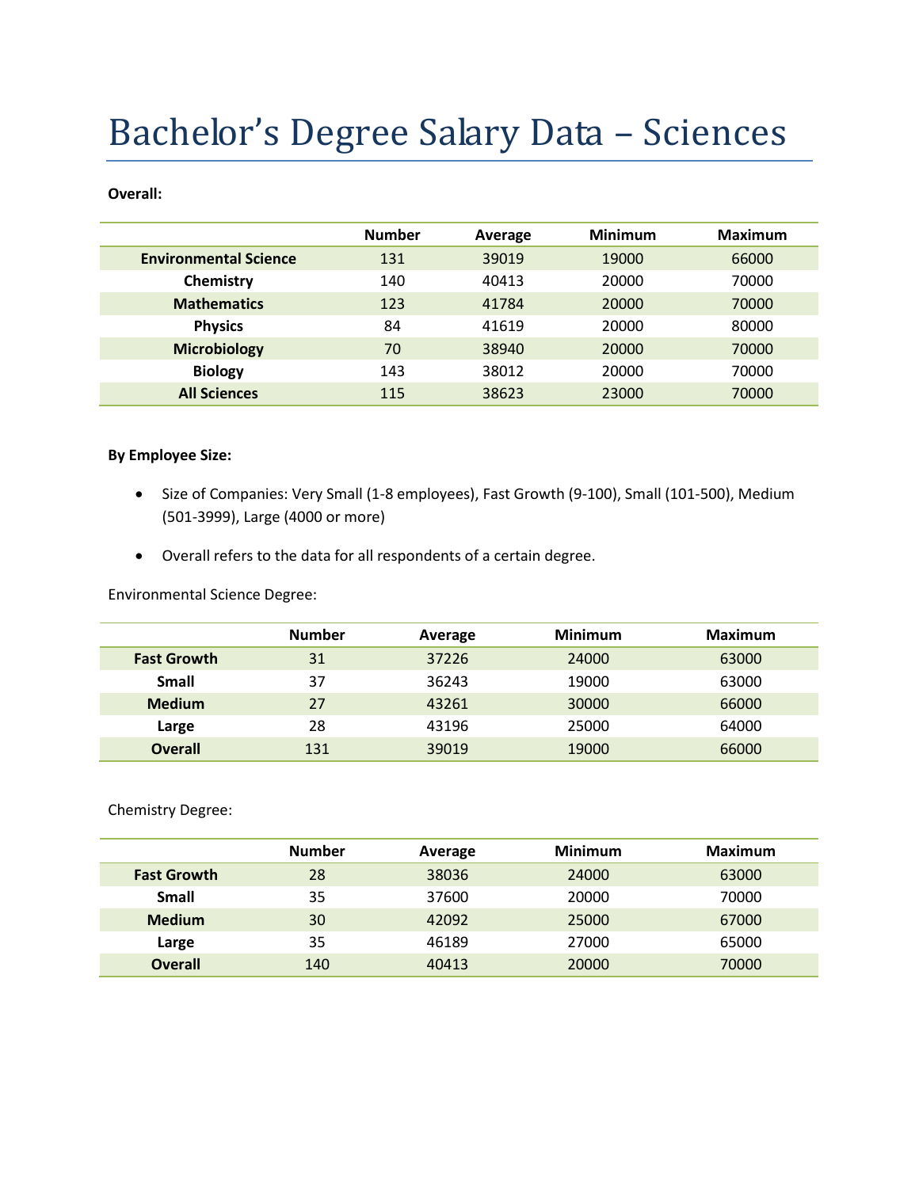# Bachelor's Degree Salary Data – Sciences

**Overall:**

| | Number | Average | Minimum | Maximum |
|---|---|---|---|---|
| **Environmental Science** | 131 | 39019 | 19000 | 66000 |
| **Chemistry** | 140 | 40413 | 20000 | 70000 |
| **Mathematics** | 123 | 41784 | 20000 | 70000 |
| **Physics** | 84 | 41619 | 20000 | 80000 |
| **Microbiology** | 70 | 38940 | 20000 | 70000 |
| **Biology** | 143 | 38012 | 20000 | 70000 |
| **All Sciences** | 115 | 38623 | 23000 | 70000 |

**By Employee Size:**

- Size of Companies: Very Small (1-8 employees), Fast Growth (9-100), Small (101-500), Medium (501-3999), Large (4000 or more)
- Overall refers to the data for all respondents of a certain degree.

Environmental Science Degree:

| | Number | Average | Minimum | Maximum |
|---|---|---|---|---|
| **Fast Growth** | 31 | 37226 | 24000 | 63000 |
| **Small** | 37 | 36243 | 19000 | 63000 |
| **Medium** | 27 | 43261 | 30000 | 66000 |
| **Large** | 28 | 43196 | 25000 | 64000 |
| **Overall** | 131 | 39019 | 19000 | 66000 |

Chemistry Degree:

| | Number | Average | Minimum | Maximum |
|---|---|---|---|---|
| **Fast Growth** | 28 | 38036 | 24000 | 63000 |
| **Small** | 35 | 37600 | 20000 | 70000 |
| **Medium** | 30 | 42092 | 25000 | 67000 |
| **Large** | 35 | 46189 | 27000 | 65000 |
| **Overall** | 140 | 40413 | 20000 | 70000 |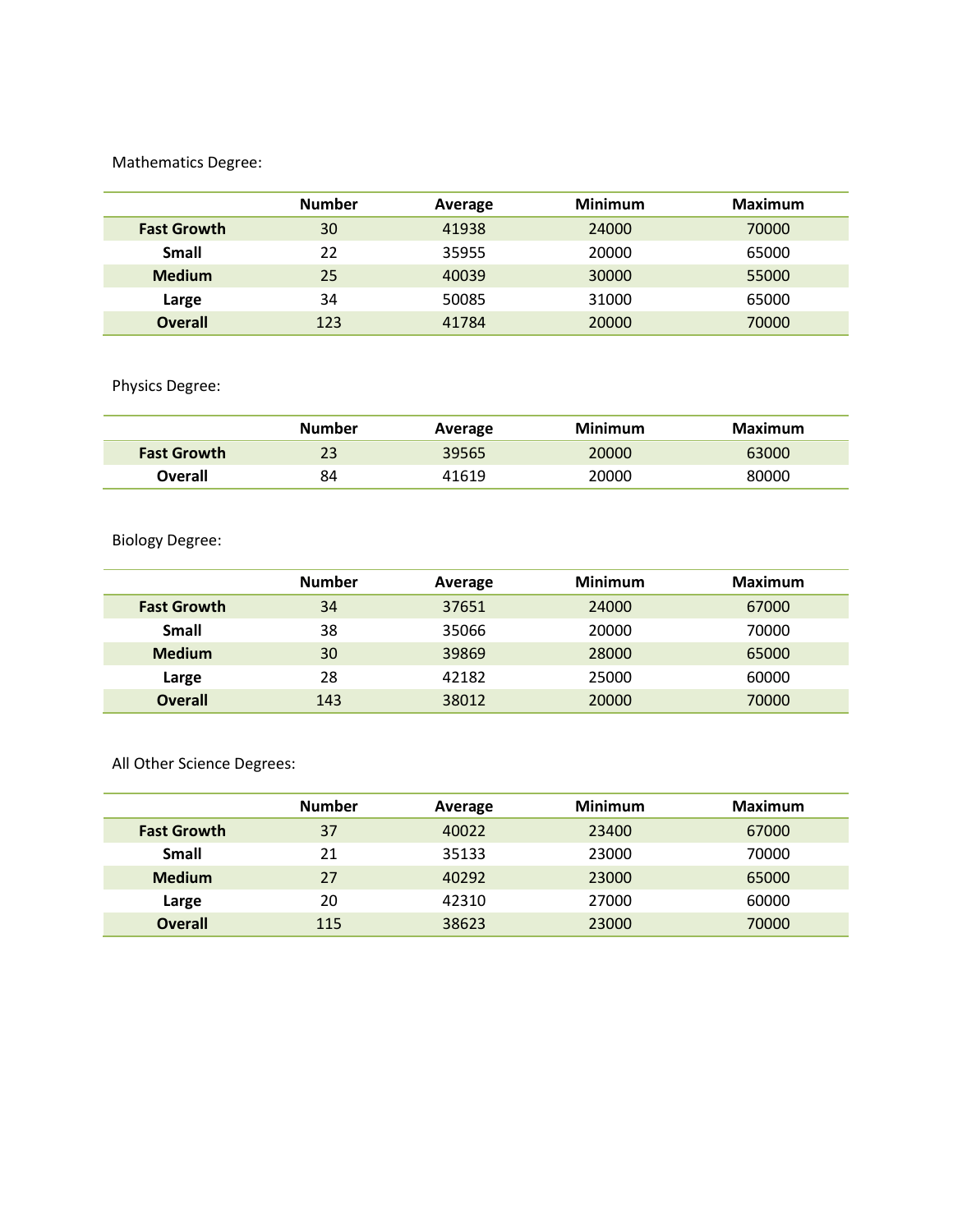Mathematics Degree:

| | Number | Average | Minimum | Maximum |
|---|---|---|---|---|
| **Fast Growth** | 30 | 41938 | 24000 | 70000 |
| **Small** | 22 | 35955 | 20000 | 65000 |
| **Medium** | 25 | 40039 | 30000 | 55000 |
| **Large** | 34 | 50085 | 31000 | 65000 |
| **Overall** | 123 | 41784 | 20000 | 70000 |

Physics Degree:

| | Number | Average | Minimum | Maximum |
|---|---|---|---|---|
| **Fast Growth** | 23 | 39565 | 20000 | 63000 |
| **Overall** | 84 | 41619 | 20000 | 80000 |

Biology Degree:

| | Number | Average | Minimum | Maximum |
|---|---|---|---|---|
| **Fast Growth** | 34 | 37651 | 24000 | 67000 |
| **Small** | 38 | 35066 | 20000 | 70000 |
| **Medium** | 30 | 39869 | 28000 | 65000 |
| **Large** | 28 | 42182 | 25000 | 60000 |
| **Overall** | 143 | 38012 | 20000 | 70000 |

All Other Science Degrees:

| | Number | Average | Minimum | Maximum |
|---|---|---|---|---|
| **Fast Growth** | 37 | 40022 | 23400 | 67000 |
| **Small** | 21 | 35133 | 23000 | 70000 |
| **Medium** | 27 | 40292 | 23000 | 65000 |
| **Large** | 20 | 42310 | 27000 | 60000 |
| **Overall** | 115 | 38623 | 23000 | 70000 |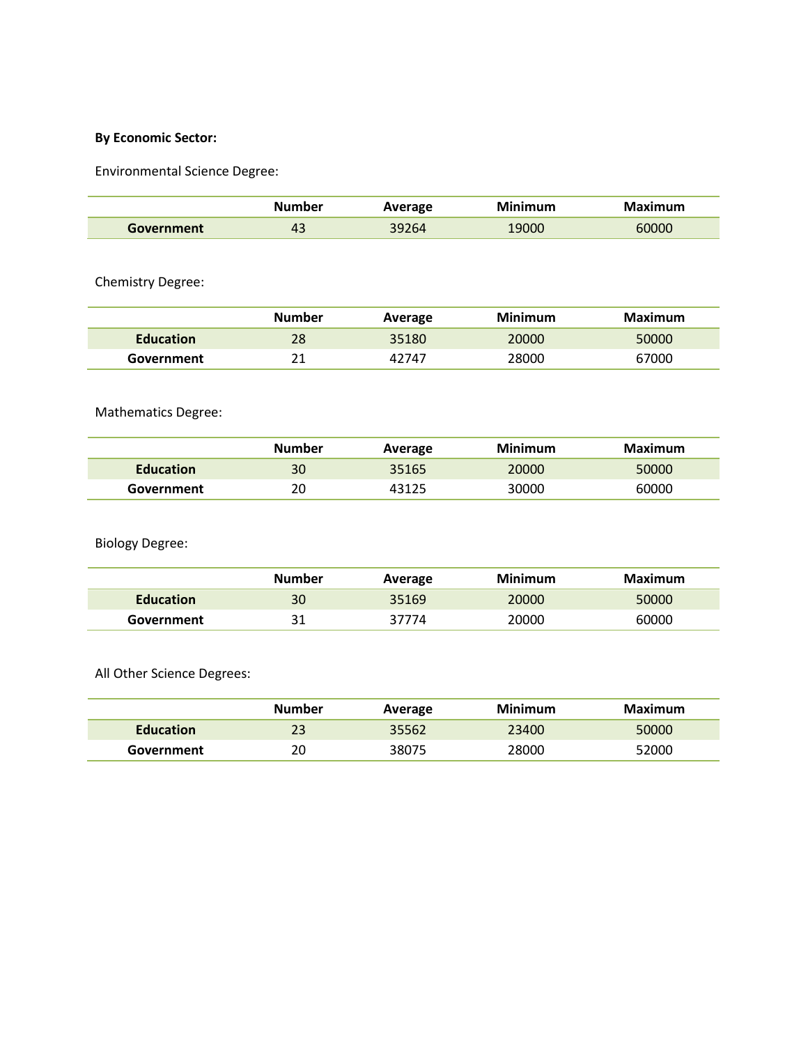**By Economic Sector:**

Environmental Science Degree:

| | Number | Average | Minimum | Maximum |
|---|---|---|---|---|
| **Government** | 43 | 39264 | 19000 | 60000 |

Chemistry Degree:

| | Number | Average | Minimum | Maximum |
|---|---|---|---|---|
| **Education** | 28 | 35180 | 20000 | 50000 |
| **Government** | 21 | 42747 | 28000 | 67000 |

Mathematics Degree:

| | Number | Average | Minimum | Maximum |
|---|---|---|---|---|
| **Education** | 30 | 35165 | 20000 | 50000 |
| **Government** | 20 | 43125 | 30000 | 60000 |

Biology Degree:

| | Number | Average | Minimum | Maximum |
|---|---|---|---|---|
| **Education** | 30 | 35169 | 20000 | 50000 |
| **Government** | 31 | 37774 | 20000 | 60000 |

All Other Science Degrees:

| | Number | Average | Minimum | Maximum |
|---|---|---|---|---|
| **Education** | 23 | 35562 | 23400 | 50000 |
| **Government** | 20 | 38075 | 28000 | 52000 |